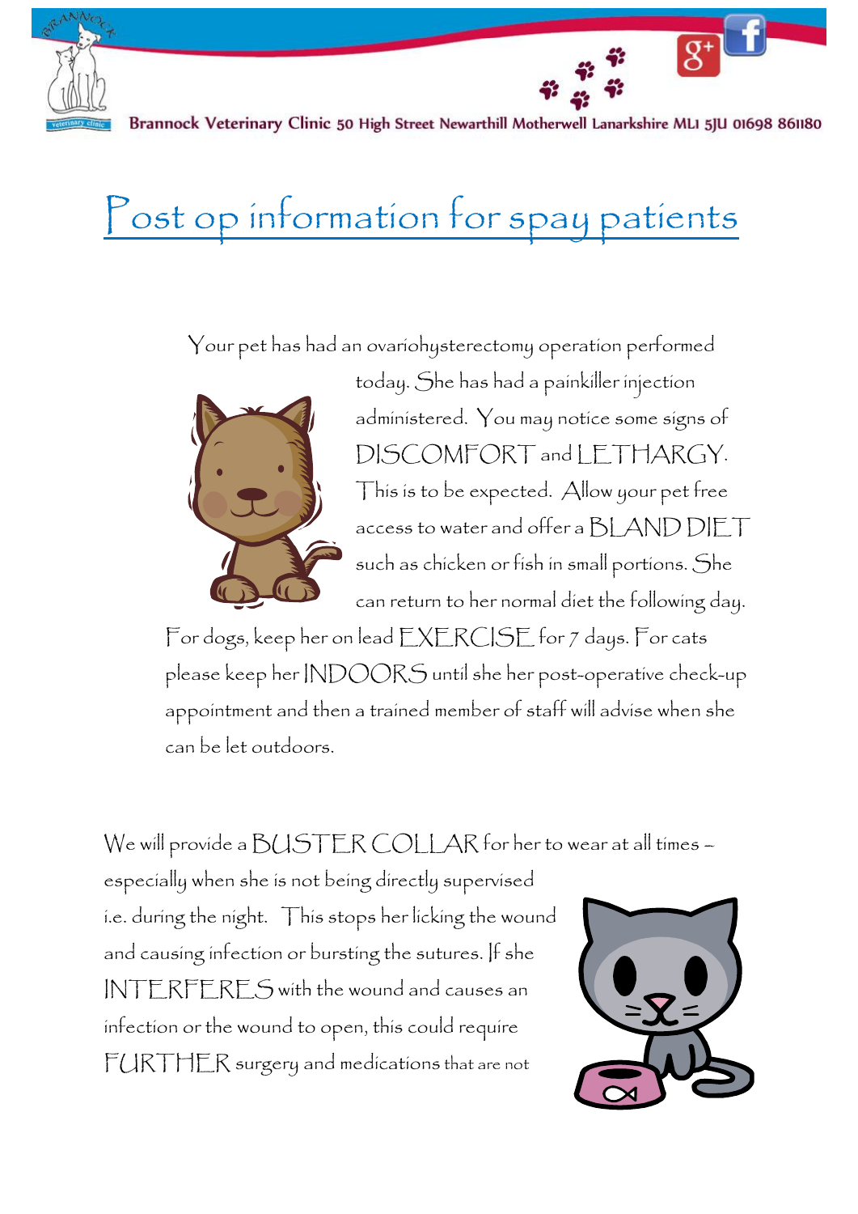Brannock Veterinary Clinic 50 High Street Newarthill Motherwell Lanarkshire ML1 5JU 01698 861180

# Post op information for spay patients

Your pet has had an ovariohysterectomy operation performed today. She has had a painkiller injection administered. You may notice some signs of DISCOMFORT and LETHARGY. This is to be expected. Allow your pet free access to water and offer a BLAND DIET such as chicken or fish in small portions. She can return to her normal diet the following day. For dogs, keep her on lead EXERCISE for 7 days. For cats please keep her INDOORS until she her post-operative check-up appointment and then a trained member of staff will advise when she can be let outdoors.

We will provide a BUSTER COLLAR for her to wear at all times – especially when she is not being directly supervised i.e. during the night. This stops her licking the wound and causing infection or bursting the sutures. If she INTERFERES with the wound and causes an infection or the wound to open, this could require FURTHER surgery and medications that are not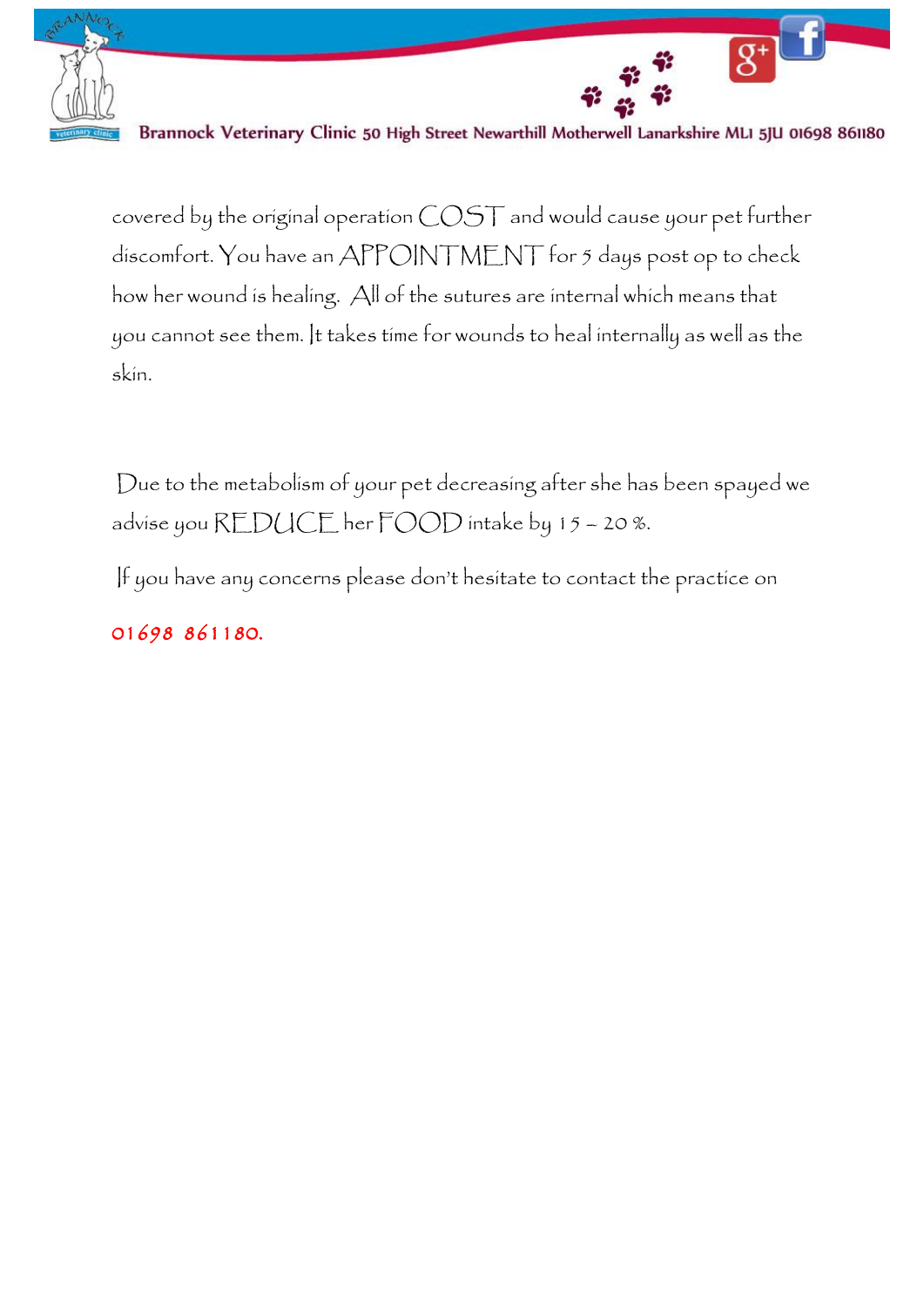covered by the original operation COST and would cause your pet further discomfort. You have an APPOINTMENT for 5 days post op to check how her wound is healing. All of the sutures are internal which means that you cannot see them. It takes time for wounds to heal internally as well as the skin.

Due to the metabolism of your pet decreasing after she has been spayed we advise you REDUCE her FOOD intake by 15 – 20 %.

If you have any concerns please don't hesitate to contact the practice on

01698 861180.